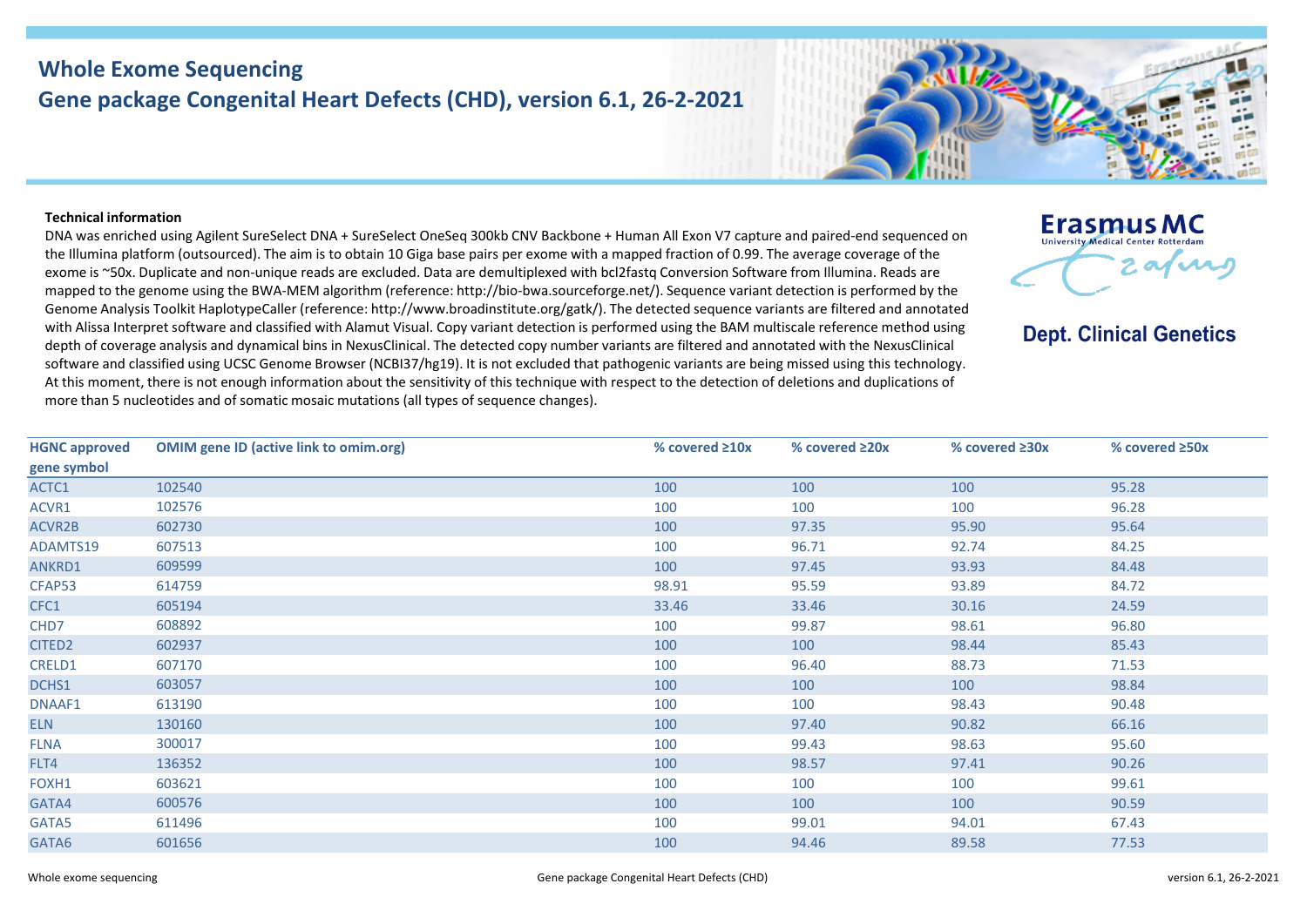# Whole Exome Sequencing

## Gene package Congenital Heart Defects (CHD), version 6.1, 26-2-2021

Erasmus MC
University Medical Center Rotterdam

**Dept. Clinical Genetics**

**Technical information**

DNA was enriched using Agilent SureSelect DNA + SureSelect OneSeq 300kb CNV Backbone + Human All Exon V7 capture and paired-end sequenced on the Illumina platform (outsourced). The aim is to obtain 10 Giga base pairs per exome with a mapped fraction of 0.99. The average coverage of the exome is ~50x. Duplicate and non-unique reads are excluded. Data are demultiplexed with bcl2fastq Conversion Software from Illumina. Reads are mapped to the genome using the BWA-MEM algorithm (reference: http://bio-bwa.sourceforge.net/). Sequence variant detection is performed by the Genome Analysis Toolkit HaplotypeCaller (reference: http://www.broadinstitute.org/gatk/). The detected sequence variants are filtered and annotated with Alissa Interpret software and classified with Alamut Visual. Copy variant detection is performed using the BAM multiscale reference method using depth of coverage analysis and dynamical bins in NexusClinical. The detected copy number variants are filtered and annotated with the NexusClinical software and classified using UCSC Genome Browser (NCBI37/hg19). It is not excluded that pathogenic variants are being missed using this technology. At this moment, there is not enough information about the sensitivity of this technique with respect to the detection of deletions and duplications of more than 5 nucleotides and of somatic mosaic mutations (all types of sequence changes).

| HGNC approved gene symbol | OMIM gene ID (active link to omim.org) | % covered ≥10x | % covered ≥20x | % covered ≥30x | % covered ≥50x |
|---|---|---|---|---|---|
| ACTC1 | 102540 | 100 | 100 | 100 | 95.28 |
| ACVR1 | 102576 | 100 | 100 | 100 | 96.28 |
| ACVR2B | 602730 | 100 | 97.35 | 95.90 | 95.64 |
| ADAMTS19 | 607513 | 100 | 96.71 | 92.74 | 84.25 |
| ANKRD1 | 609599 | 100 | 97.45 | 93.93 | 84.48 |
| CFAP53 | 614759 | 98.91 | 95.59 | 93.89 | 84.72 |
| CFC1 | 605194 | 33.46 | 33.46 | 30.16 | 24.59 |
| CHD7 | 608892 | 100 | 99.87 | 98.61 | 96.80 |
| CITED2 | 602937 | 100 | 100 | 98.44 | 85.43 |
| CRELD1 | 607170 | 100 | 96.40 | 88.73 | 71.53 |
| DCHS1 | 603057 | 100 | 100 | 100 | 98.84 |
| DNAAF1 | 613190 | 100 | 100 | 98.43 | 90.48 |
| ELN | 130160 | 100 | 97.40 | 90.82 | 66.16 |
| FLNA | 300017 | 100 | 99.43 | 98.63 | 95.60 |
| FLT4 | 136352 | 100 | 98.57 | 97.41 | 90.26 |
| FOXH1 | 603621 | 100 | 100 | 100 | 99.61 |
| GATA4 | 600576 | 100 | 100 | 100 | 90.59 |
| GATA5 | 611496 | 100 | 99.01 | 94.01 | 67.43 |
| GATA6 | 601656 | 100 | 94.46 | 89.58 | 77.53 |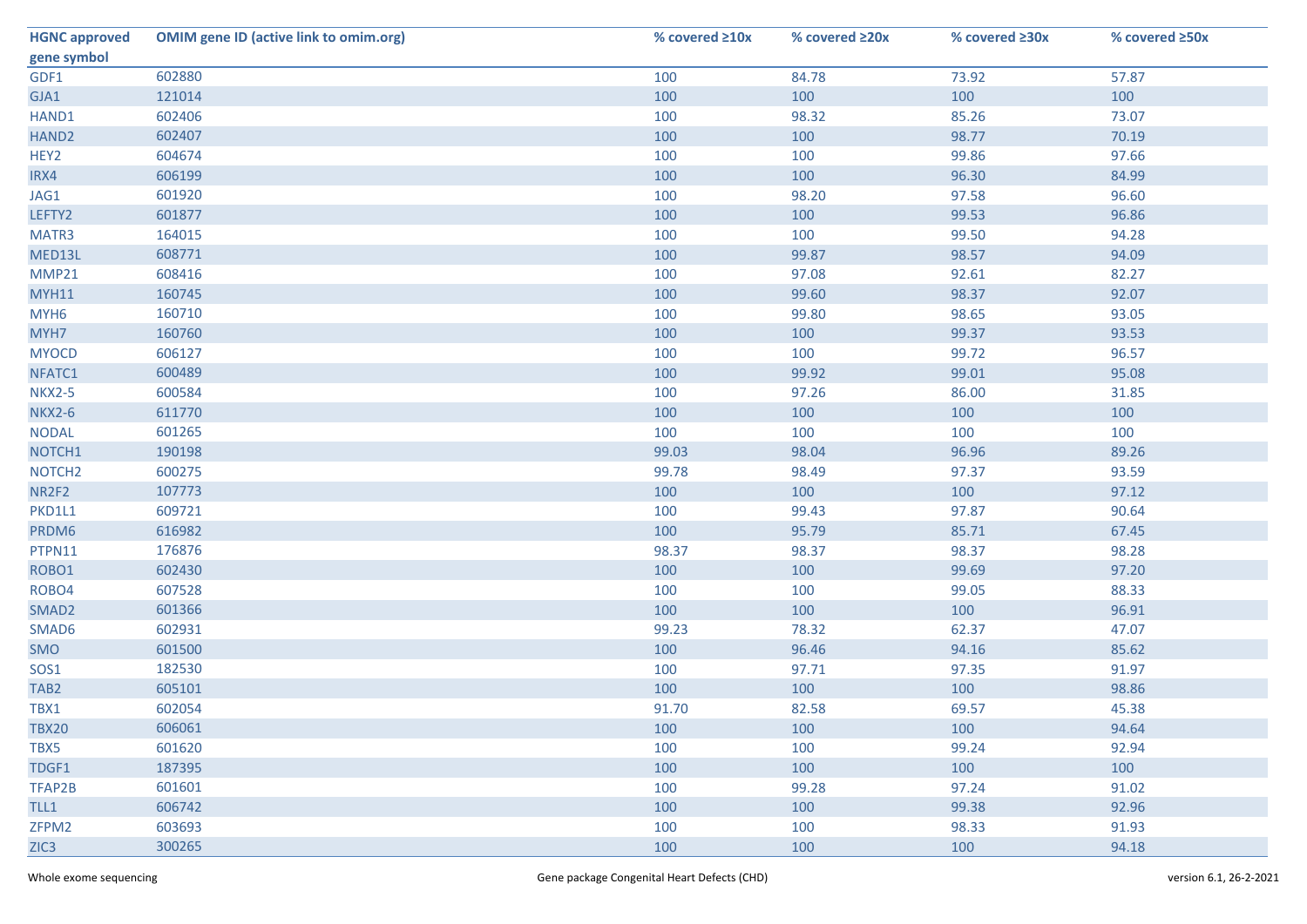| HGNC approved gene symbol | OMIM gene ID (active link to omim.org) | % covered ≥10x | % covered ≥20x | % covered ≥30x | % covered ≥50x |
|---|---|---|---|---|---|
| GDF1 | 602880 | 100 | 84.78 | 73.92 | 57.87 |
| GJA1 | 121014 | 100 | 100 | 100 | 100 |
| HAND1 | 602406 | 100 | 98.32 | 85.26 | 73.07 |
| HAND2 | 602407 | 100 | 100 | 98.77 | 70.19 |
| HEY2 | 604674 | 100 | 100 | 99.86 | 97.66 |
| IRX4 | 606199 | 100 | 100 | 96.30 | 84.99 |
| JAG1 | 601920 | 100 | 98.20 | 97.58 | 96.60 |
| LEFTY2 | 601877 | 100 | 100 | 99.53 | 96.86 |
| MATR3 | 164015 | 100 | 100 | 99.50 | 94.28 |
| MED13L | 608771 | 100 | 99.87 | 98.57 | 94.09 |
| MMP21 | 608416 | 100 | 97.08 | 92.61 | 82.27 |
| MYH11 | 160745 | 100 | 99.60 | 98.37 | 92.07 |
| MYH6 | 160710 | 100 | 99.80 | 98.65 | 93.05 |
| MYH7 | 160760 | 100 | 100 | 99.37 | 93.53 |
| MYOCD | 606127 | 100 | 100 | 99.72 | 96.57 |
| NFATC1 | 600489 | 100 | 99.92 | 99.01 | 95.08 |
| NKX2-5 | 600584 | 100 | 97.26 | 86.00 | 31.85 |
| NKX2-6 | 611770 | 100 | 100 | 100 | 100 |
| NODAL | 601265 | 100 | 100 | 100 | 100 |
| NOTCH1 | 190198 | 99.03 | 98.04 | 96.96 | 89.26 |
| NOTCH2 | 600275 | 99.78 | 98.49 | 97.37 | 93.59 |
| NR2F2 | 107773 | 100 | 100 | 100 | 97.12 |
| PKD1L1 | 609721 | 100 | 99.43 | 97.87 | 90.64 |
| PRDM6 | 616982 | 100 | 95.79 | 85.71 | 67.45 |
| PTPN11 | 176876 | 98.37 | 98.37 | 98.37 | 98.28 |
| ROBO1 | 602430 | 100 | 100 | 99.69 | 97.20 |
| ROBO4 | 607528 | 100 | 100 | 99.05 | 88.33 |
| SMAD2 | 601366 | 100 | 100 | 100 | 96.91 |
| SMAD6 | 602931 | 99.23 | 78.32 | 62.37 | 47.07 |
| SMO | 601500 | 100 | 96.46 | 94.16 | 85.62 |
| SOS1 | 182530 | 100 | 97.71 | 97.35 | 91.97 |
| TAB2 | 605101 | 100 | 100 | 100 | 98.86 |
| TBX1 | 602054 | 91.70 | 82.58 | 69.57 | 45.38 |
| TBX20 | 606061 | 100 | 100 | 100 | 94.64 |
| TBX5 | 601620 | 100 | 100 | 99.24 | 92.94 |
| TDGF1 | 187395 | 100 | 100 | 100 | 100 |
| TFAP2B | 601601 | 100 | 99.28 | 97.24 | 91.02 |
| TLL1 | 606742 | 100 | 100 | 99.38 | 92.96 |
| ZFPM2 | 603693 | 100 | 100 | 98.33 | 91.93 |
| ZIC3 | 300265 | 100 | 100 | 100 | 94.18 |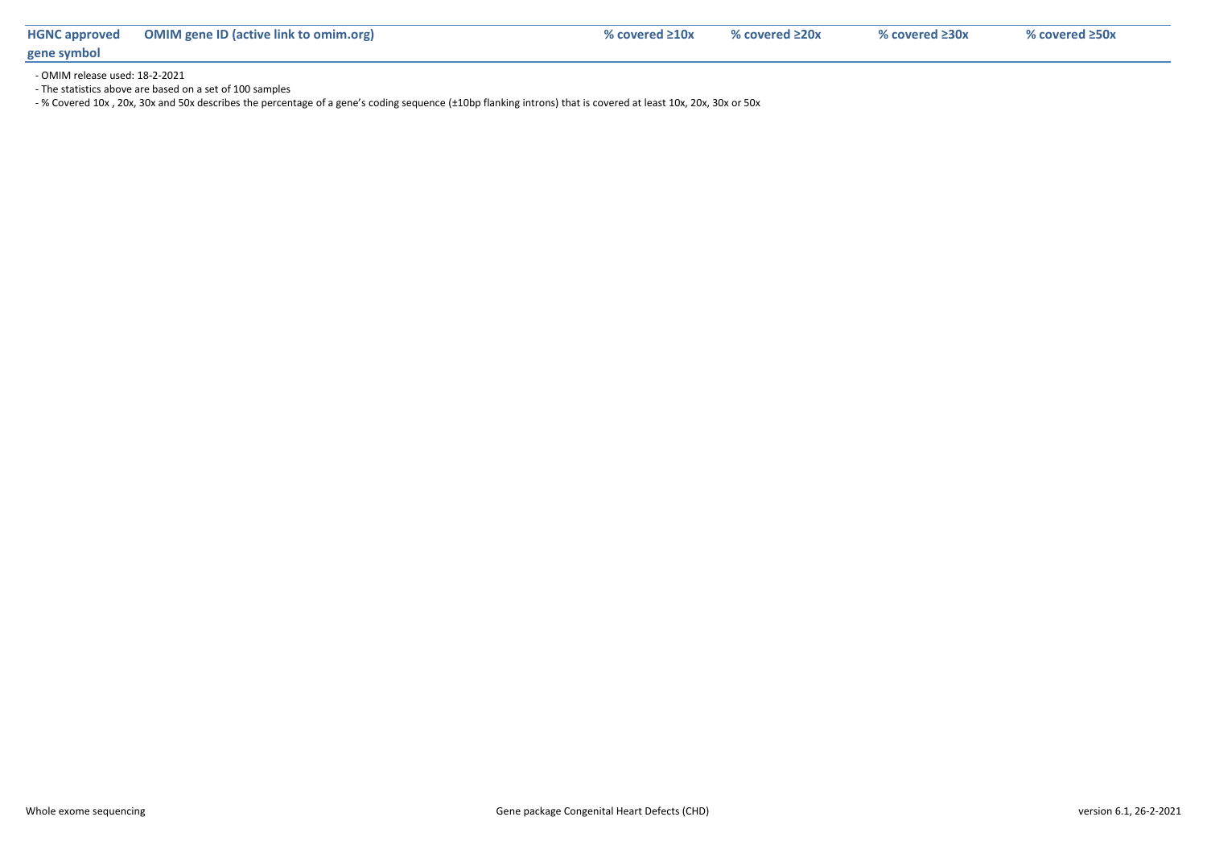| HGNC approved gene symbol | OMIM gene ID (active link to omim.org) | % covered ≥10x | % covered ≥20x | % covered ≥30x | % covered ≥50x |
|---|---|---|---|---|---|

- OMIM release used: 18-2-2021
- The statistics above are based on a set of 100 samples
- % Covered 10x , 20x, 30x and 50x describes the percentage of a gene's coding sequence (±10bp flanking introns) that is covered at least 10x, 20x, 30x or 50x